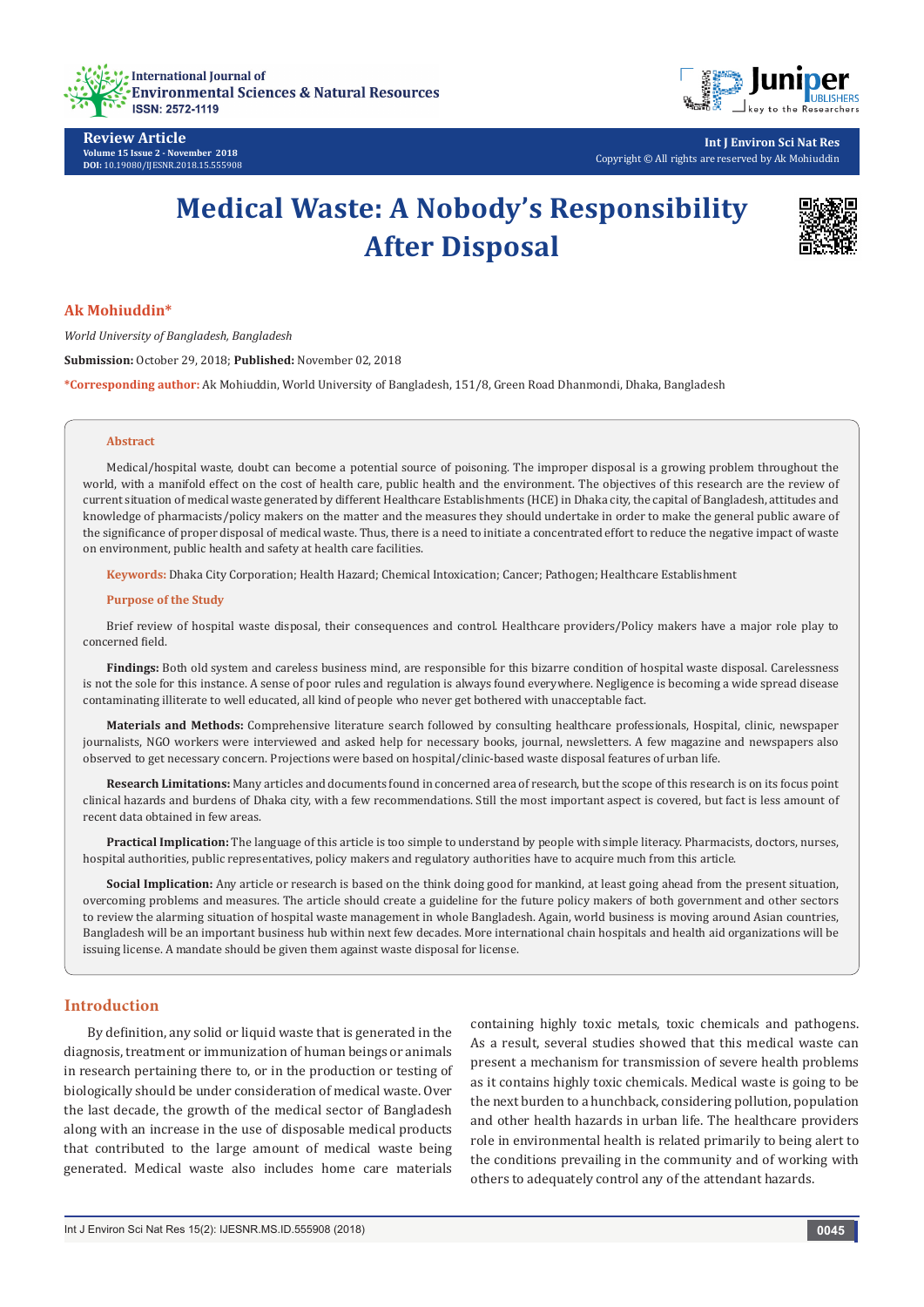Review Article
Volume 15 Issue 2 - November 2018
DOI: 10.19080/IJESNR.2018.15.555908

Int J Environ Sci Nat Res
Copyright © All rights are reserved by Ak Mohiuddin

# Medical Waste: A Nobody's Responsibility After Disposal

**Ak Mohiuddin***

*World University of Bangladesh, Bangladesh*

**Submission:** October 29, 2018; **Published:** November 02, 2018

***Corresponding author:** Ak Mohiuddin, World University of Bangladesh, 151/8, Green Road Dhanmondi, Dhaka, Bangladesh

## Abstract

Medical/hospital waste, doubt can become a potential source of poisoning. The improper disposal is a growing problem throughout the world, with a manifold effect on the cost of health care, public health and the environment. The objectives of this research are the review of current situation of medical waste generated by different Healthcare Establishments (HCE) in Dhaka city, the capital of Bangladesh, attitudes and knowledge of pharmacists/policy makers on the matter and the measures they should undertake in order to make the general public aware of the significance of proper disposal of medical waste. Thus, there is a need to initiate a concentrated effort to reduce the negative impact of waste on environment, public health and safety at health care facilities.

**Keywords:** Dhaka City Corporation; Health Hazard; Chemical Intoxication; Cancer; Pathogen; Healthcare Establishment

### Purpose of the Study

Brief review of hospital waste disposal, their consequences and control. Healthcare providers/Policy makers have a major role play to concerned field.

**Findings:** Both old system and careless business mind, are responsible for this bizarre condition of hospital waste disposal. Carelessness is not the sole for this instance. A sense of poor rules and regulation is always found everywhere. Negligence is becoming a wide spread disease contaminating illiterate to well educated, all kind of people who never get bothered with unacceptable fact.

**Materials and Methods:** Comprehensive literature search followed by consulting healthcare professionals, Hospital, clinic, newspaper journalists, NGO workers were interviewed and asked help for necessary books, journal, newsletters. A few magazine and newspapers also observed to get necessary concern. Projections were based on hospital/clinic-based waste disposal features of urban life.

**Research Limitations:** Many articles and documents found in concerned area of research, but the scope of this research is on its focus point clinical hazards and burdens of Dhaka city, with a few recommendations. Still the most important aspect is covered, but fact is less amount of recent data obtained in few areas.

**Practical Implication:** The language of this article is too simple to understand by people with simple literacy. Pharmacists, doctors, nurses, hospital authorities, public representatives, policy makers and regulatory authorities have to acquire much from this article.

**Social Implication:** Any article or research is based on the think doing good for mankind, at least going ahead from the present situation, overcoming problems and measures. The article should create a guideline for the future policy makers of both government and other sectors to review the alarming situation of hospital waste management in whole Bangladesh. Again, world business is moving around Asian countries, Bangladesh will be an important business hub within next few decades. More international chain hospitals and health aid organizations will be issuing license. A mandate should be given them against waste disposal for license.

## Introduction

By definition, any solid or liquid waste that is generated in the diagnosis, treatment or immunization of human beings or animals in research pertaining there to, or in the production or testing of biologically should be under consideration of medical waste. Over the last decade, the growth of the medical sector of Bangladesh along with an increase in the use of disposable medical products that contributed to the large amount of medical waste being generated. Medical waste also includes home care materials containing highly toxic metals, toxic chemicals and pathogens. As a result, several studies showed that this medical waste can present a mechanism for transmission of severe health problems as it contains highly toxic chemicals. Medical waste is going to be the next burden to a hunchback, considering pollution, population and other health hazards in urban life. The healthcare providers role in environmental health is related primarily to being alert to the conditions prevailing in the community and of working with others to adequately control any of the attendant hazards.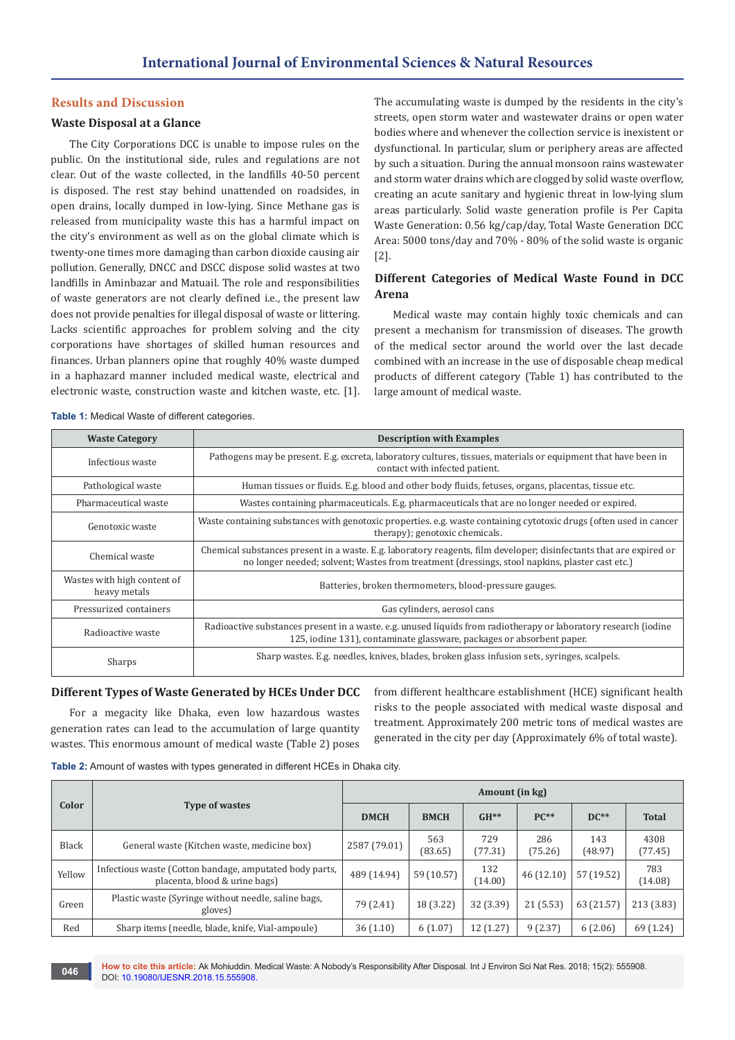## Results and Discussion

### Waste Disposal at a Glance

The City Corporations DCC is unable to impose rules on the public. On the institutional side, rules and regulations are not clear. Out of the waste collected, in the landfills 40-50 percent is disposed. The rest stay behind unattended on roadsides, in open drains, locally dumped in low-lying. Since Methane gas is released from municipality waste this has a harmful impact on the city's environment as well as on the global climate which is twenty-one times more damaging than carbon dioxide causing air pollution. Generally, DNCC and DSCC dispose solid wastes at two landfills in Aminbazar and Matuail. The role and responsibilities of waste generators are not clearly defined i.e., the present law does not provide penalties for illegal disposal of waste or littering. Lacks scientific approaches for problem solving and the city corporations have shortages of skilled human resources and finances. Urban planners opine that roughly 40% waste dumped in a haphazard manner included medical waste, electrical and electronic waste, construction waste and kitchen waste, etc. [1]. The accumulating waste is dumped by the residents in the city's streets, open storm water and wastewater drains or open water bodies where and whenever the collection service is inexistent or dysfunctional. In particular, slum or periphery areas are affected by such a situation. During the annual monsoon rains wastewater and storm water drains which are clogged by solid waste overflow, creating an acute sanitary and hygienic threat in low-lying slum areas particularly. Solid waste generation profile is Per Capita Waste Generation: 0.56 kg/cap/day, Total Waste Generation DCC Area: 5000 tons/day and 70% - 80% of the solid waste is organic [2].

### Different Categories of Medical Waste Found in DCC Arena

Medical waste may contain highly toxic chemicals and can present a mechanism for transmission of diseases. The growth of the medical sector around the world over the last decade combined with an increase in the use of disposable cheap medical products of different category (Table 1) has contributed to the large amount of medical waste.

**Table 1:** Medical Waste of different categories.

| Waste Category | Description with Examples |
|---|---|
| Infectious waste | Pathogens may be present. E.g. excreta, laboratory cultures, tissues, materials or equipment that have been in contact with infected patient. |
| Pathological waste | Human tissues or fluids. E.g. blood and other body fluids, fetuses, organs, placentas, tissue etc. |
| Pharmaceutical waste | Wastes containing pharmaceuticals. E.g. pharmaceuticals that are no longer needed or expired. |
| Genotoxic waste | Waste containing substances with genotoxic properties. e.g. waste containing cytotoxic drugs (often used in cancer therapy); genotoxic chemicals. |
| Chemical waste | Chemical substances present in a waste. E.g. laboratory reagents, film developer; disinfectants that are expired or no longer needed; solvent; Wastes from treatment (dressings, stool napkins, plaster cast etc.) |
| Wastes with high content of heavy metals | Batteries, broken thermometers, blood-pressure gauges. |
| Pressurized containers | Gas cylinders, aerosol cans |
| Radioactive waste | Radioactive substances present in a waste. e.g. unused liquids from radiotherapy or laboratory research (iodine 125, iodine 131), contaminate glassware, packages or absorbent paper. |
| Sharps | Sharp wastes. E.g. needles, knives, blades, broken glass infusion sets, syringes, scalpels. |

### Different Types of Waste Generated by HCEs Under DCC

For a megacity like Dhaka, even low hazardous wastes generation rates can lead to the accumulation of large quantity wastes. This enormous amount of medical waste (Table 2) poses from different healthcare establishment (HCE) significant health risks to the people associated with medical waste disposal and treatment. Approximately 200 metric tons of medical wastes are generated in the city per day (Approximately 6% of total waste).

**Table 2:** Amount of wastes with types generated in different HCEs in Dhaka city.

| Color | Type of wastes | Amount (in kg) | | | | | |
|---|---|---|---|---|---|---|---|
| | | DMCH | BMCH | GH** | PC** | DC** | Total |
| Black | General waste (Kitchen waste, medicine box) | 2587 (79.01) | 563 (83.65) | 729 (77.31) | 286 (75.26) | 143 (48.97) | 4308 (77.45) |
| Yellow | Infectious waste (Cotton bandage, amputated body parts, placenta, blood & urine bags) | 489 (14.94) | 59 (10.57) | 132 (14.00) | 46 (12.10) | 57 (19.52) | 783 (14.08) |
| Green | Plastic waste (Syringe without needle, saline bags, gloves) | 79 (2.41) | 18 (3.22) | 32 (3.39) | 21 (5.53) | 63 (21.57) | 213 (3.83) |
| Red | Sharp items (needle, blade, knife, Vial-ampoule) | 36 (1.10) | 6 (1.07) | 12 (1.27) | 9 (2.37) | 6 (2.06) | 69 (1.24) |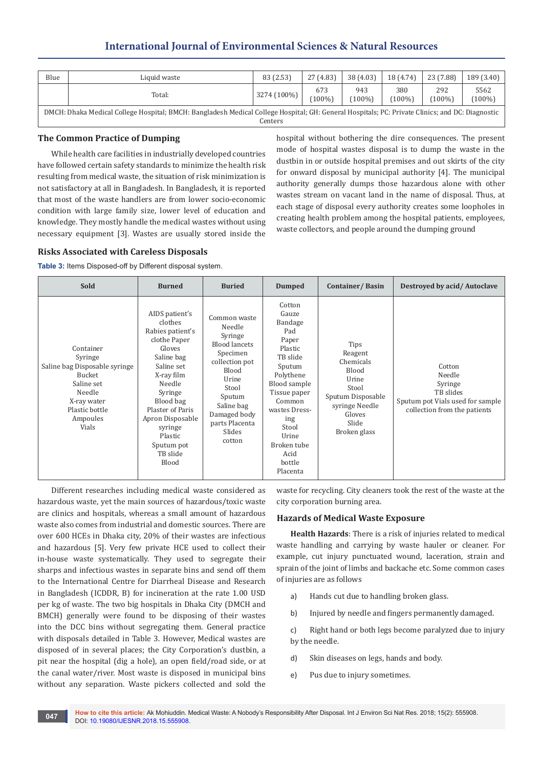| Blue | Liquid waste | 83 (2.53) | 27 (4.83) | 38 (4.03) | 18 (4.74) | 23 (7.88) | 189 (3.40) |
|---|---|---|---|---|---|---|---|
| | Total: | 3274 (100%) | 673 (100%) | 943 (100%) | 380 (100%) | 292 (100%) | 5562 (100%) |

DMCH: Dhaka Medical College Hospital; BMCH: Bangladesh Medical College Hospital; GH: General Hospitals; PC: Private Clinics; and DC: Diagnostic Centers

## The Common Practice of Dumping

While health care facilities in industrially developed countries have followed certain safety standards to minimize the health risk resulting from medical waste, the situation of risk minimization is not satisfactory at all in Bangladesh. In Bangladesh, it is reported that most of the waste handlers are from lower socio-economic condition with large family size, lower level of education and knowledge. They mostly handle the medical wastes without using necessary equipment [3]. Wastes are usually stored inside the hospital without bothering the dire consequences. The present mode of hospital wastes disposal is to dump the waste in the dustbin in or outside hospital premises and out skirts of the city for onward disposal by municipal authority [4]. The municipal authority generally dumps those hazardous alone with other wastes stream on vacant land in the name of disposal. Thus, at each stage of disposal every authority creates some loopholes in creating health problem among the hospital patients, employees, waste collectors, and people around the dumping ground

## Risks Associated with Careless Disposals

**Table 3:** Items Disposed-off by Different disposal system.

| Sold | Burned | Buried | Dumped | Container/ Basin | Destroyed by acid/ Autoclave |
|---|---|---|---|---|---|
| Container Syringe Saline bag Disposable syringe Bucket Saline set Needle X-ray water Plastic bottle Ampoules Vials | AIDS patient's clothes Rabies patient's clothe Paper Gloves Saline bag Saline set X-ray film Needle Syringe Blood bag Plaster of Paris Apron Disposable syringe Plastic Sputum pot TB slide Blood | Common waste Needle Syringe Blood lancets Specimen collection pot Blood Urine Stool Sputum Saline bag Damaged body parts Placenta Slides cotton | Cotton Gauze Bandage Pad Paper Plastic TB slide Sputum Polythene Blood sample Tissue paper Common wastes Dress-ing Stool Urine Broken tube Acid bottle Placenta | Tips Reagent Chemicals Blood Urine Stool Sputum Disposable syringe Needle Gloves Slide Broken glass | Cotton Needle Syringe TB slides Sputum pot Vials used for sample collection from the patients |

Different researches including medical waste considered as hazardous waste, yet the main sources of hazardous/toxic waste are clinics and hospitals, whereas a small amount of hazardous waste also comes from industrial and domestic sources. There are over 600 HCEs in Dhaka city, 20% of their wastes are infectious and hazardous [5]. Very few private HCE used to collect their in-house waste systematically. They used to segregate their sharps and infectious wastes in separate bins and send off them to the International Centre for Diarrheal Disease and Research in Bangladesh (ICDDR, B) for incineration at the rate 1.00 USD per kg of waste. The two big hospitals in Dhaka City (DMCH and BMCH) generally were found to be disposing of their wastes into the DCC bins without segregating them. General practice with disposals detailed in Table 3. However, Medical wastes are disposed of in several places; the City Corporation's dustbin, a pit near the hospital (dig a hole), an open field/road side, or at the canal water/river. Most waste is disposed in municipal bins without any separation. Waste pickers collected and sold the waste for recycling. City cleaners took the rest of the waste at the city corporation burning area.

## Hazards of Medical Waste Exposure

**Health Hazards**: There is a risk of injuries related to medical waste handling and carrying by waste hauler or cleaner. For example, cut injury punctuated wound, laceration, strain and sprain of the joint of limbs and backache etc. Some common cases of injuries are as follows

a) Hands cut due to handling broken glass.

b) Injured by needle and fingers permanently damaged.

c) Right hand or both legs become paralyzed due to injury by the needle.

d) Skin diseases on legs, hands and body.

e) Pus due to injury sometimes.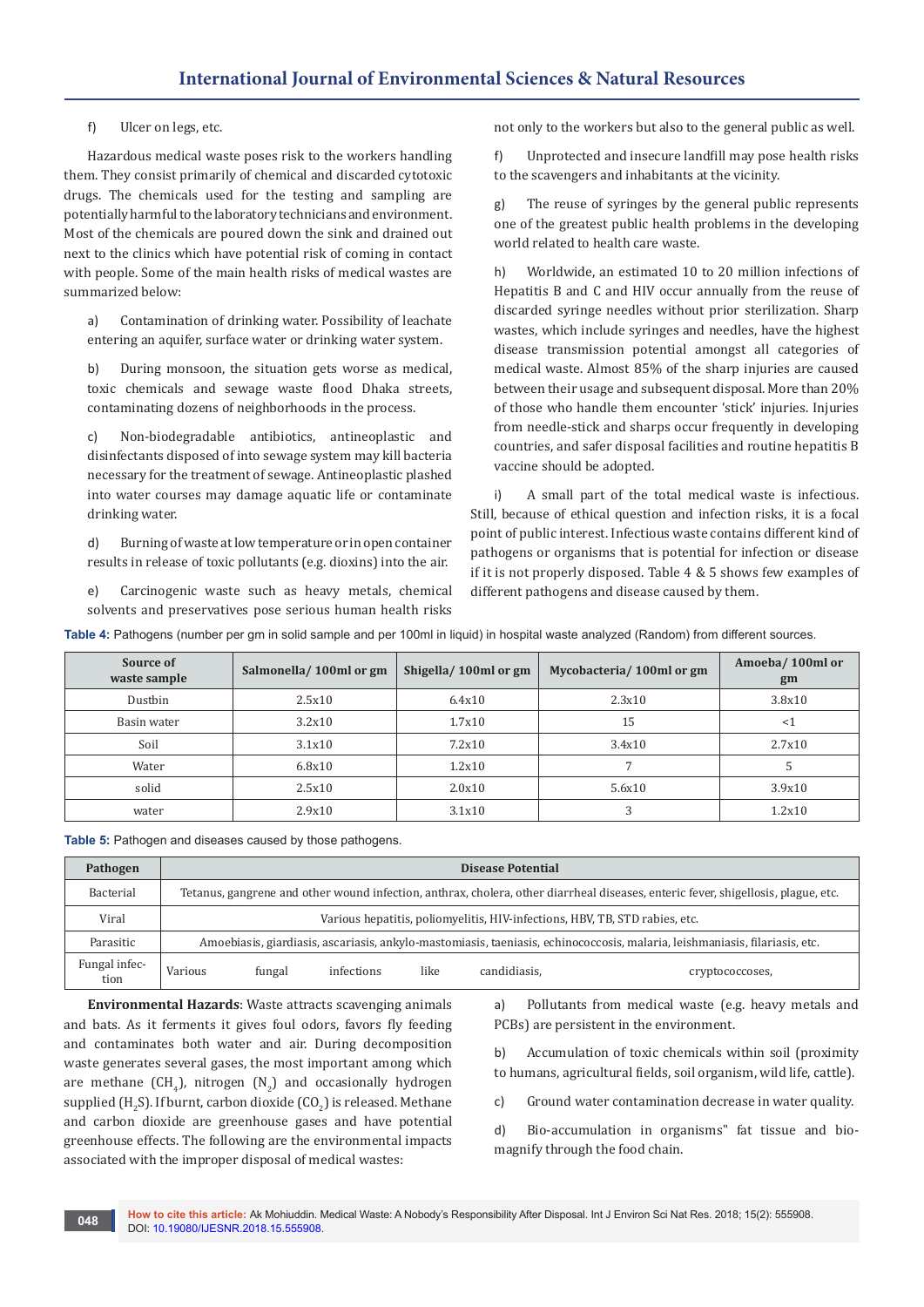f) Ulcer on legs, etc.

Hazardous medical waste poses risk to the workers handling them. They consist primarily of chemical and discarded cytotoxic drugs. The chemicals used for the testing and sampling are potentially harmful to the laboratory technicians and environment. Most of the chemicals are poured down the sink and drained out next to the clinics which have potential risk of coming in contact with people. Some of the main health risks of medical wastes are summarized below:

a) Contamination of drinking water. Possibility of leachate entering an aquifer, surface water or drinking water system.

b) During monsoon, the situation gets worse as medical, toxic chemicals and sewage waste flood Dhaka streets, contaminating dozens of neighborhoods in the process.

c) Non-biodegradable antibiotics, antineoplastic and disinfectants disposed of into sewage system may kill bacteria necessary for the treatment of sewage. Antineoplastic plashed into water courses may damage aquatic life or contaminate drinking water.

d) Burning of waste at low temperature or in open container results in release of toxic pollutants (e.g. dioxins) into the air.

e) Carcinogenic waste such as heavy metals, chemical solvents and preservatives pose serious human health risks not only to the workers but also to the general public as well.

f) Unprotected and insecure landfill may pose health risks to the scavengers and inhabitants at the vicinity.

g) The reuse of syringes by the general public represents one of the greatest public health problems in the developing world related to health care waste.

h) Worldwide, an estimated 10 to 20 million infections of Hepatitis B and C and HIV occur annually from the reuse of discarded syringe needles without prior sterilization. Sharp wastes, which include syringes and needles, have the highest disease transmission potential amongst all categories of medical waste. Almost 85% of the sharp injuries are caused between their usage and subsequent disposal. More than 20% of those who handle them encounter 'stick' injuries. Injuries from needle-stick and sharps occur frequently in developing countries, and safer disposal facilities and routine hepatitis B vaccine should be adopted.

i) A small part of the total medical waste is infectious. Still, because of ethical question and infection risks, it is a focal point of public interest. Infectious waste contains different kind of pathogens or organisms that is potential for infection or disease if it is not properly disposed. Table 4 & 5 shows few examples of different pathogens and disease caused by them.

**Table 4:** Pathogens (number per gm in solid sample and per 100ml in liquid) in hospital waste analyzed (Random) from different sources.

| Source of waste sample | Salmonella/ 100ml or gm | Shigella/ 100ml or gm | Mycobacteria/ 100ml or gm | Amoeba/ 100ml or gm |
|---|---|---|---|---|
| Dustbin | 2.5x10 | 6.4x10 | 2.3x10 | 3.8x10 |
| Basin water | 3.2x10 | 1.7x10 | 15 | <1 |
| Soil | 3.1x10 | 7.2x10 | 3.4x10 | 2.7x10 |
| Water | 6.8x10 | 1.2x10 | 7 | 5 |
| solid | 2.5x10 | 2.0x10 | 5.6x10 | 3.9x10 |
| water | 2.9x10 | 3.1x10 | 3 | 1.2x10 |

**Table 5:** Pathogen and diseases caused by those pathogens.

| Pathogen | Disease Potential |
|---|---|
| Bacterial | Tetanus, gangrene and other wound infection, anthrax, cholera, other diarrheal diseases, enteric fever, shigellosis, plague, etc. |
| Viral | Various hepatitis, poliomyelitis, HIV-infections, HBV, TB, STD rabies, etc. |
| Parasitic | Amoebiasis, giardiasis, ascariasis, ankylo-mastomiasis, taeniasis, echinococcosis, malaria, leishmaniasis, filariasis, etc. |
| Fungal infection | Various fungal infections like candidiasis, cryptococcoses, |

**Environmental Hazards**: Waste attracts scavenging animals and bats. As it ferments it gives foul odors, favors fly feeding and contaminates both water and air. During decomposition waste generates several gases, the most important among which are methane ($CH_4$), nitrogen ($N_2$) and occasionally hydrogen supplied ($H_2S$). If burnt, carbon dioxide ($CO_2$) is released. Methane and carbon dioxide are greenhouse gases and have potential greenhouse effects. The following are the environmental impacts associated with the improper disposal of medical wastes:

a) Pollutants from medical waste (e.g. heavy metals and PCBs) are persistent in the environment.

b) Accumulation of toxic chemicals within soil (proximity to humans, agricultural fields, soil organism, wild life, cattle).

c) Ground water contamination decrease in water quality.

d) Bio-accumulation in organisms" fat tissue and bio-magnify through the food chain.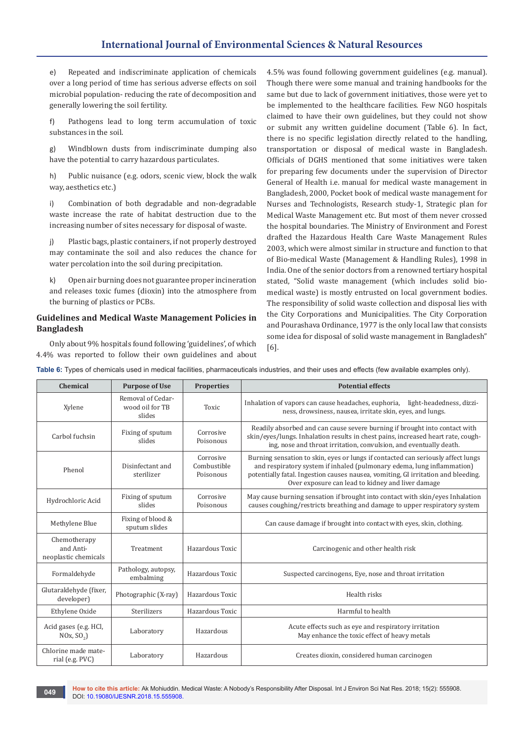e) Repeated and indiscriminate application of chemicals over a long period of time has serious adverse effects on soil microbial population- reducing the rate of decomposition and generally lowering the soil fertility.

f) Pathogens lead to long term accumulation of toxic substances in the soil.

g) Windblown dusts from indiscriminate dumping also have the potential to carry hazardous particulates.

h) Public nuisance (e.g. odors, scenic view, block the walk way, aesthetics etc.)

i) Combination of both degradable and non-degradable waste increase the rate of habitat destruction due to the increasing number of sites necessary for disposal of waste.

j) Plastic bags, plastic containers, if not properly destroyed may contaminate the soil and also reduces the chance for water percolation into the soil during precipitation.

k) Open air burning does not guarantee proper incineration and releases toxic fumes (dioxin) into the atmosphere from the burning of plastics or PCBs.

## Guidelines and Medical Waste Management Policies in Bangladesh

Only about 9% hospitals found following 'guidelines', of which 4.4% was reported to follow their own guidelines and about 4.5% was found following government guidelines (e.g. manual). Though there were some manual and training handbooks for the same but due to lack of government initiatives, those were yet to be implemented to the healthcare facilities. Few NGO hospitals claimed to have their own guidelines, but they could not show or submit any written guideline document (Table 6). In fact, there is no specific legislation directly related to the handling, transportation or disposal of medical waste in Bangladesh. Officials of DGHS mentioned that some initiatives were taken for preparing few documents under the supervision of Director General of Health i.e. manual for medical waste management in Bangladesh, 2000, Pocket book of medical waste management for Nurses and Technologists, Research study-1, Strategic plan for Medical Waste Management etc. But most of them never crossed the hospital boundaries. The Ministry of Environment and Forest drafted the Hazardous Health Care Waste Management Rules 2003, which were almost similar in structure and function to that of Bio-medical Waste (Management & Handling Rules), 1998 in India. One of the senior doctors from a renowned tertiary hospital stated, "Solid waste management (which includes solid bio-medical waste) is mostly entrusted on local government bodies. The responsibility of solid waste collection and disposal lies with the City Corporations and Municipalities. The City Corporation and Pourashava Ordinance, 1977 is the only local law that consists some idea for disposal of solid waste management in Bangladesh" [6].

**Table 6:** Types of chemicals used in medical facilities, pharmaceuticals industries, and their uses and effects (few available examples only).

| Chemical | Purpose of Use | Properties | Potential effects |
|---|---|---|---|
| Xylene | Removal of Cedar-wood oil for TB slides | Toxic | Inhalation of vapors can cause headaches, euphoria, light-headedness, dizziness, drowsiness, nausea, irritate skin, eyes, and lungs. |
| Carbol fuchsin | Fixing of sputum slides | Corrosive Poisonous | Readily absorbed and can cause severe burning if brought into contact with skin/eyes/lungs. Inhalation results in chest pains, increased heart rate, coughing, nose and throat irritation, convulsion, and eventually death. |
| Phenol | Disinfectant and sterilizer | Corrosive Combustible Poisonous | Burning sensation to skin, eyes or lungs if contacted can seriously affect lungs and respiratory system if inhaled (pulmonary edema, lung inflammation) potentially fatal. Ingestion causes nausea, vomiting, GI irritation and bleeding. Over exposure can lead to kidney and liver damage |
| Hydrochloric Acid | Fixing of sputum slides | Corrosive Poisonous | May cause burning sensation if brought into contact with skin/eyes Inhalation causes coughing/restricts breathing and damage to upper respiratory system |
| Methylene Blue | Fixing of blood & sputum slides | | Can cause damage if brought into contact with eyes, skin, clothing. |
| Chemotherapy and Anti-neoplastic chemicals | Treatment | Hazardous Toxic | Carcinogenic and other health risk |
| Formaldehyde | Pathology, autopsy, embalming | Hazardous Toxic | Suspected carcinogens, Eye, nose and throat irritation |
| Glutaraldehyde (fixer, developer) | Photographic (X-ray) | Hazardous Toxic | Health risks |
| Ethylene Oxide | Sterilizers | Hazardous Toxic | Harmful to health |
| Acid gases (e.g. HCl, NOx, $SO_2$) | Laboratory | Hazardous | Acute effects such as eye and respiratory irritation May enhance the toxic effect of heavy metals |
| Chlorine made material (e.g. PVC) | Laboratory | Hazardous | Creates dioxin, considered human carcinogen |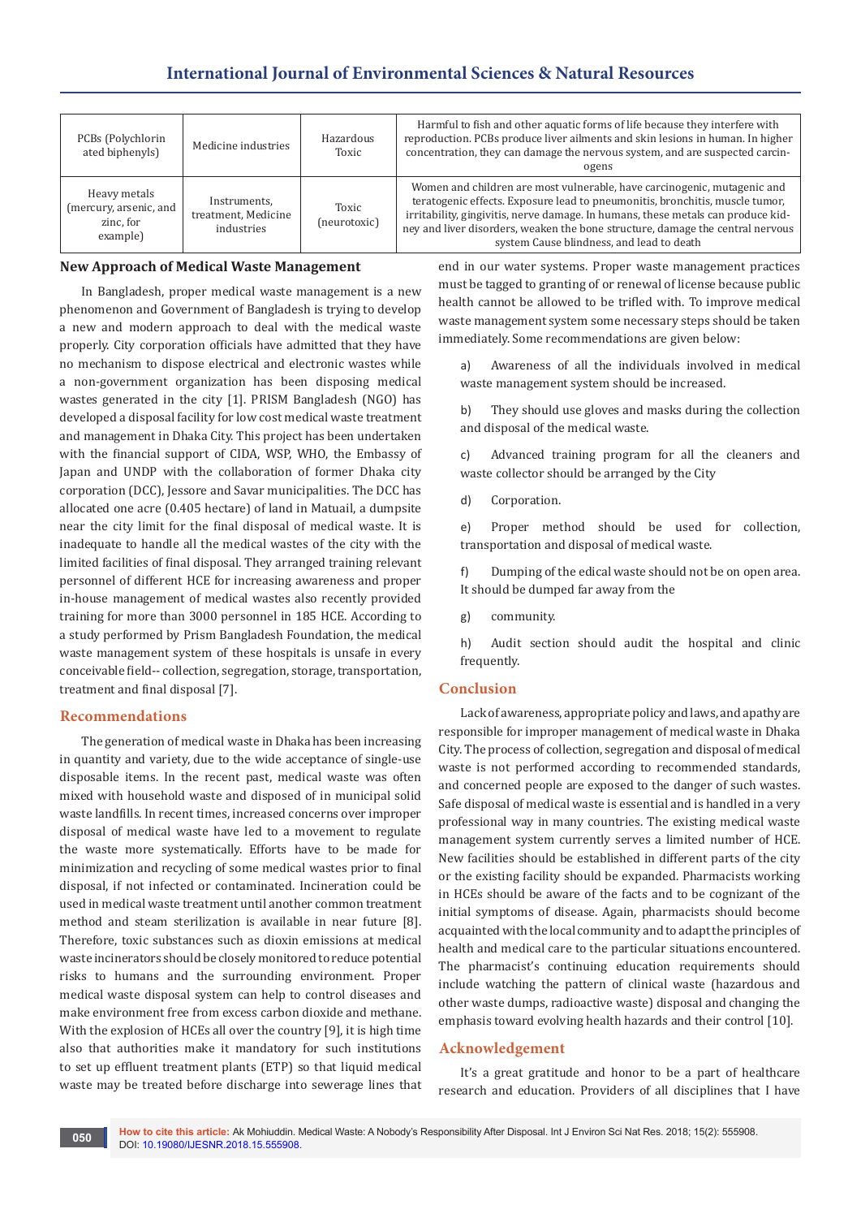| PCBs (Polychlorinated biphenyls) | Medicine industries | Hazardous Toxic | Harmful to fish and other aquatic forms of life because they interfere with reproduction. PCBs produce liver ailments and skin lesions in human. In higher concentration, they can damage the nervous system, and are suspected carcinogens |
|---|---|---|---|
| Heavy metals (mercury, arsenic, and zinc, for example) | Instruments, treatment, Medicine industries | Toxic (neurotoxic) | Women and children are most vulnerable, have carcinogenic, mutagenic and teratogenic effects. Exposure lead to pneumonitis, bronchitis, muscle tumor, irritability, gingivitis, nerve damage. In humans, these metals can produce kidney and liver disorders, weaken the bone structure, damage the central nervous system Cause blindness, and lead to death |

### New Approach of Medical Waste Management

In Bangladesh, proper medical waste management is a new phenomenon and Government of Bangladesh is trying to develop a new and modern approach to deal with the medical waste properly. City corporation officials have admitted that they have no mechanism to dispose electrical and electronic wastes while a non-government organization has been disposing medical wastes generated in the city [1]. PRISM Bangladesh (NGO) has developed a disposal facility for low cost medical waste treatment and management in Dhaka City. This project has been undertaken with the financial support of CIDA, WSP, WHO, the Embassy of Japan and UNDP with the collaboration of former Dhaka city corporation (DCC), Jessore and Savar municipalities. The DCC has allocated one acre (0.405 hectare) of land in Matuail, a dumpsite near the city limit for the final disposal of medical waste. It is inadequate to handle all the medical wastes of the city with the limited facilities of final disposal. They arranged training relevant personnel of different HCE for increasing awareness and proper in-house management of medical wastes also recently provided training for more than 3000 personnel in 185 HCE. According to a study performed by Prism Bangladesh Foundation, the medical waste management system of these hospitals is unsafe in every conceivable field-- collection, segregation, storage, transportation, treatment and final disposal [7].

## Recommendations

The generation of medical waste in Dhaka has been increasing in quantity and variety, due to the wide acceptance of single-use disposable items. In the recent past, medical waste was often mixed with household waste and disposed of in municipal solid waste landfills. In recent times, increased concerns over improper disposal of medical waste have led to a movement to regulate the waste more systematically. Efforts have to be made for minimization and recycling of some medical wastes prior to final disposal, if not infected or contaminated. Incineration could be used in medical waste treatment until another common treatment method and steam sterilization is available in near future [8]. Therefore, toxic substances such as dioxin emissions at medical waste incinerators should be closely monitored to reduce potential risks to humans and the surrounding environment. Proper medical waste disposal system can help to control diseases and make environment free from excess carbon dioxide and methane. With the explosion of HCEs all over the country [9], it is high time also that authorities make it mandatory for such institutions to set up effluent treatment plants (ETP) so that liquid medical waste may be treated before discharge into sewerage lines that end in our water systems. Proper waste management practices must be tagged to granting of or renewal of license because public health cannot be allowed to be trifled with. To improve medical waste management system some necessary steps should be taken immediately. Some recommendations are given below:

a) Awareness of all the individuals involved in medical waste management system should be increased.

b) They should use gloves and masks during the collection and disposal of the medical waste.

c) Advanced training program for all the cleaners and waste collector should be arranged by the City

d) Corporation.

e) Proper method should be used for collection, transportation and disposal of medical waste.

f) Dumping of the edical waste should not be on open area. It should be dumped far away from the

g) community.

h) Audit section should audit the hospital and clinic frequently.

## Conclusion

Lack of awareness, appropriate policy and laws, and apathy are responsible for improper management of medical waste in Dhaka City. The process of collection, segregation and disposal of medical waste is not performed according to recommended standards, and concerned people are exposed to the danger of such wastes. Safe disposal of medical waste is essential and is handled in a very professional way in many countries. The existing medical waste management system currently serves a limited number of HCE. New facilities should be established in different parts of the city or the existing facility should be expanded. Pharmacists working in HCEs should be aware of the facts and to be cognizant of the initial symptoms of disease. Again, pharmacists should become acquainted with the local community and to adapt the principles of health and medical care to the particular situations encountered. The pharmacist's continuing education requirements should include watching the pattern of clinical waste (hazardous and other waste dumps, radioactive waste) disposal and changing the emphasis toward evolving health hazards and their control [10].

## Acknowledgement

It's a great gratitude and honor to be a part of healthcare research and education. Providers of all disciplines that I have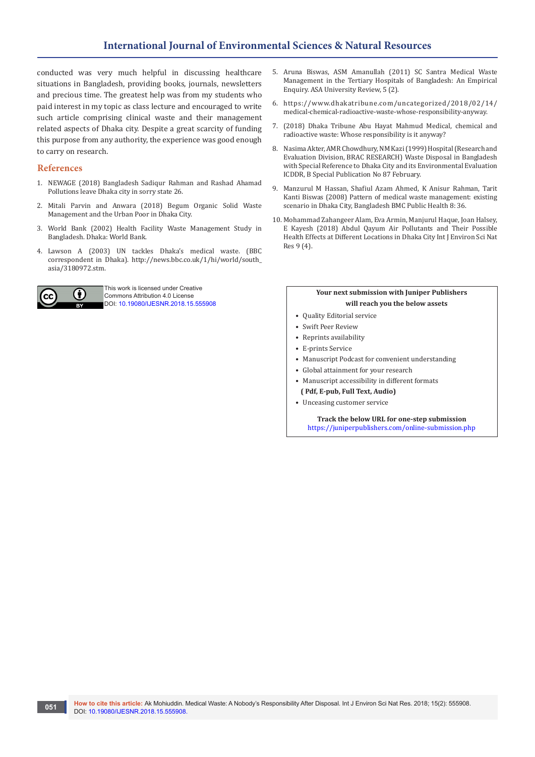conducted was very much helpful in discussing healthcare situations in Bangladesh, providing books, journals, newsletters and precious time. The greatest help was from my students who paid interest in my topic as class lecture and encouraged to write such article comprising clinical waste and their management related aspects of Dhaka city. Despite a great scarcity of funding this purpose from any authority, the experience was good enough to carry on research.

## References

1. NEWAGE (2018) Bangladesh Sadiqur Rahman and Rashad Ahamad Pollutions leave Dhaka city in sorry state 26.
2. Mitali Parvin and Anwara (2018) Begum Organic Solid Waste Management and the Urban Poor in Dhaka City.
3. World Bank (2002) Health Facility Waste Management Study in Bangladesh. Dhaka: World Bank.
4. Lawson A (2003) UN tackles Dhaka's medical waste. (BBC correspondent in Dhaka). http://news.bbc.co.uk/1/hi/world/south_asia/3180972.stm.
5. Aruna Biswas, ASM Amanullah (2011) SC Santra Medical Waste Management in the Tertiary Hospitals of Bangladesh: An Empirical Enquiry. ASA University Review, 5 (2).
6. https://www.dhakatribune.com/uncategorized/2018/02/14/medical-chemical-radioactive-waste-whose-responsibility-anyway.
7. (2018) Dhaka Tribune Abu Hayat Mahmud Medical, chemical and radioactive waste: Whose responsibility is it anyway?
8. Nasima Akter, AMR Chowdhury, NM Kazi (1999) Hospital (Research and Evaluation Division, BRAC RESEARCH) Waste Disposal in Bangladesh with Special Reference to Dhaka City and its Environmental Evaluation ICDDR, B Special Publication No 87 February.
9. Manzurul M Hassan, Shafiul Azam Ahmed, K Anisur Rahman, Tarit Kanti Biswas (2008) Pattern of medical waste management: existing scenario in Dhaka City, Bangladesh BMC Public Health 8: 36.
10. Mohammad Zahangeer Alam, Eva Armin, Manjurul Haque, Joan Halsey, E Kayesh (2018) Abdul Qayum Air Pollutants and Their Possible Health Effects at Different Locations in Dhaka City Int J Environ Sci Nat Res 9 (4).

This work is licensed under Creative Commons Attribution 4.0 License
DOI: 10.19080/IJESNR.2018.15.555908

**Your next submission with Juniper Publishers will reach you the below assets**

- Quality Editorial service
- Swift Peer Review
- Reprints availability
- E-prints Service
- Manuscript Podcast for convenient understanding
- Global attainment for your research
- Manuscript accessibility in different formats
  **( Pdf, E-pub, Full Text, Audio)**
- Unceasing customer service

**Track the below URL for one-step submission**
https://juniperpublishers.com/online-submission.php

**How to cite this article:** Ak Mohiuddin. Medical Waste: A Nobody's Responsibility After Disposal. Int J Environ Sci Nat Res. 2018; 15(2): 555908. DOI: 10.19080/IJESNR.2018.15.555908.